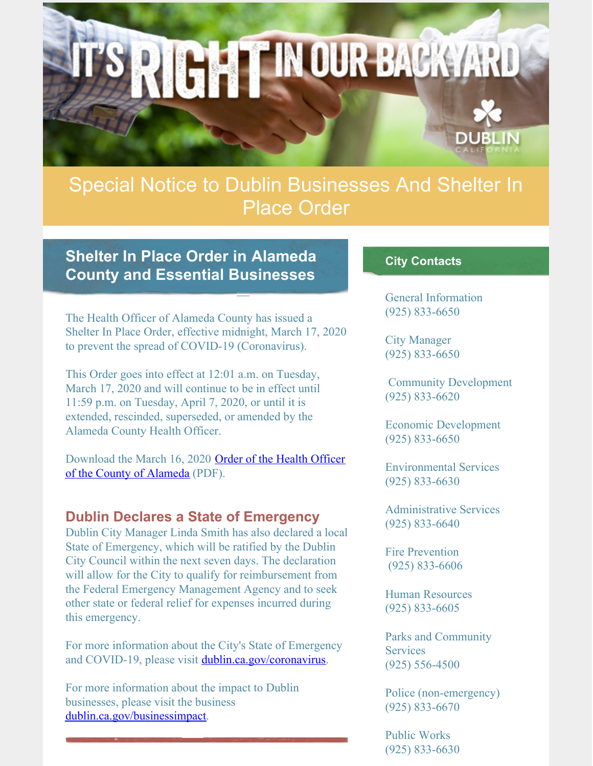# Special Notice to Dublin Businesses And Shelter In Place Order

## Shelter In Place Order in Alameda County and Essential Businesses

The Health Officer of Alameda County has issued a Shelter In Place Order, effective midnight, March 17, 2020 to prevent the spread of COVID-19 (Coronavirus).

This Order goes into effect at 12:01 a.m. on Tuesday, March 17, 2020 and will continue to be in effect until 11:59 p.m. on Tuesday, April 7, 2020, or until it is extended, rescinded, superseded, or amended by the Alameda County Health Officer.

Download the March 16, 2020 Order of the Health Officer of the County of Alameda (PDF).

### Dublin Declares a State of Emergency

Dublin City Manager Linda Smith has also declared a local State of Emergency, which will be ratified by the Dublin City Council within the next seven days. The declaration will allow for the City to qualify for reimbursement from the Federal Emergency Management Agency and to seek other state or federal relief for expenses incurred during this emergency.

For more information about the City's State of Emergency and COVID-19, please visit dublin.ca.gov/coronavirus.

For more information about the impact to Dublin businesses, please visit the business dublin.ca.gov/businessimpact.

## City Contacts

General Information
(925) 833-6650

City Manager
(925) 833-6650

Community Development
(925) 833-6620

Economic Development
(925) 833-6650

Environmental Services
(925) 833-6630

Administrative Services
(925) 833-6640

Fire Prevention
(925) 833-6606

Human Resources
(925) 833-6605

Parks and Community Services
(925) 556-4500

Police (non-emergency)
(925) 833-6670

Public Works
(925) 833-6630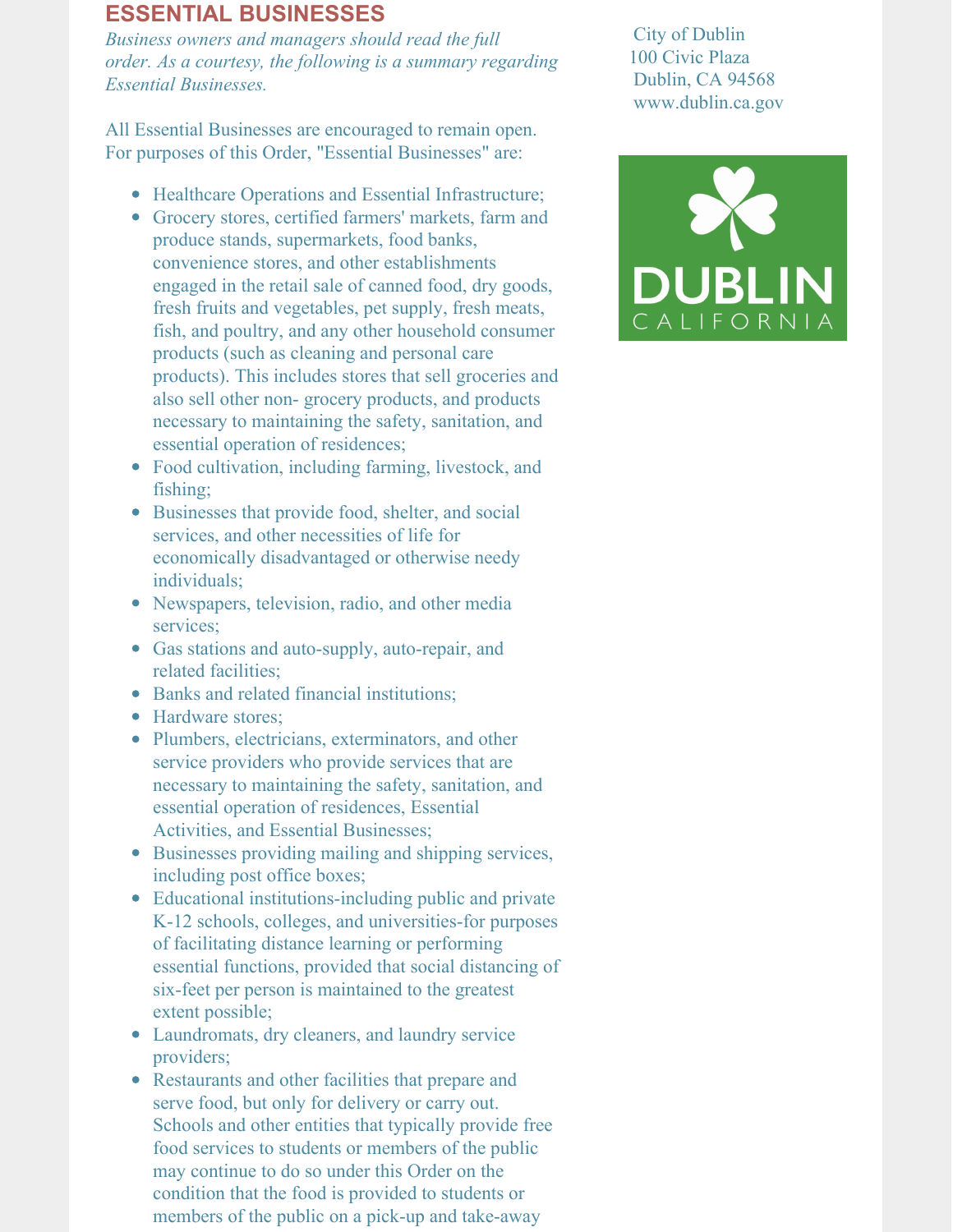## ESSENTIAL BUSINESSES

*Business owners and managers should read the full order. As a courtesy, the following is a summary regarding Essential Businesses.*

City of Dublin
100 Civic Plaza
Dublin, CA 94568
www.dublin.ca.gov

All Essential Businesses are encouraged to remain open. For purposes of this Order, "Essential Businesses" are:

- Healthcare Operations and Essential Infrastructure;
- Grocery stores, certified farmers' markets, farm and produce stands, supermarkets, food banks, convenience stores, and other establishments engaged in the retail sale of canned food, dry goods, fresh fruits and vegetables, pet supply, fresh meats, fish, and poultry, and any other household consumer products (such as cleaning and personal care products). This includes stores that sell groceries and also sell other non- grocery products, and products necessary to maintaining the safety, sanitation, and essential operation of residences;
- Food cultivation, including farming, livestock, and fishing;
- Businesses that provide food, shelter, and social services, and other necessities of life for economically disadvantaged or otherwise needy individuals;
- Newspapers, television, radio, and other media services;
- Gas stations and auto-supply, auto-repair, and related facilities;
- Banks and related financial institutions;
- Hardware stores;
- Plumbers, electricians, exterminators, and other service providers who provide services that are necessary to maintaining the safety, sanitation, and essential operation of residences, Essential Activities, and Essential Businesses;
- Businesses providing mailing and shipping services, including post office boxes;
- Educational institutions-including public and private K-12 schools, colleges, and universities-for purposes of facilitating distance learning or performing essential functions, provided that social distancing of six-feet per person is maintained to the greatest extent possible;
- Laundromats, dry cleaners, and laundry service providers;
- Restaurants and other facilities that prepare and serve food, but only for delivery or carry out. Schools and other entities that typically provide free food services to students or members of the public may continue to do so under this Order on the condition that the food is provided to students or members of the public on a pick-up and take-away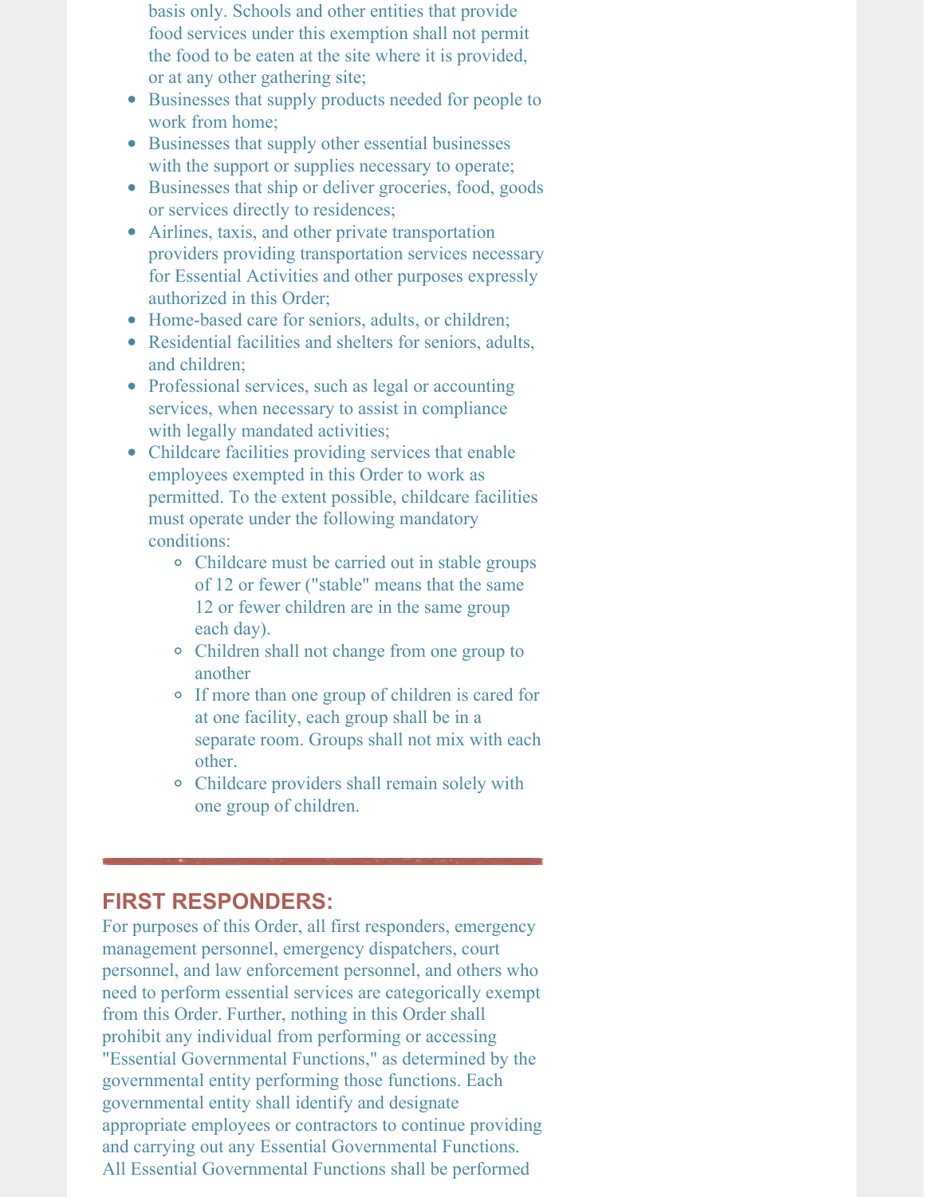basis only. Schools and other entities that provide food services under this exemption shall not permit the food to be eaten at the site where it is provided, or at any other gathering site;

- Businesses that supply products needed for people to work from home;
- Businesses that supply other essential businesses with the support or supplies necessary to operate;
- Businesses that ship or deliver groceries, food, goods or services directly to residences;
- Airlines, taxis, and other private transportation providers providing transportation services necessary for Essential Activities and other purposes expressly authorized in this Order;
- Home-based care for seniors, adults, or children;
- Residential facilities and shelters for seniors, adults, and children;
- Professional services, such as legal or accounting services, when necessary to assist in compliance with legally mandated activities;
- Childcare facilities providing services that enable employees exempted in this Order to work as permitted. To the extent possible, childcare facilities must operate under the following mandatory conditions:
    - Childcare must be carried out in stable groups of 12 or fewer ("stable" means that the same 12 or fewer children are in the same group each day).
    - Children shall not change from one group to another
    - If more than one group of children is cared for at one facility, each group shall be in a separate room. Groups shall not mix with each other.
    - Childcare providers shall remain solely with one group of children.

---

## FIRST RESPONDERS:

For purposes of this Order, all first responders, emergency management personnel, emergency dispatchers, court personnel, and law enforcement personnel, and others who need to perform essential services are categorically exempt from this Order. Further, nothing in this Order shall prohibit any individual from performing or accessing "Essential Governmental Functions," as determined by the governmental entity performing those functions. Each governmental entity shall identify and designate appropriate employees or contractors to continue providing and carrying out any Essential Governmental Functions. All Essential Governmental Functions shall be performed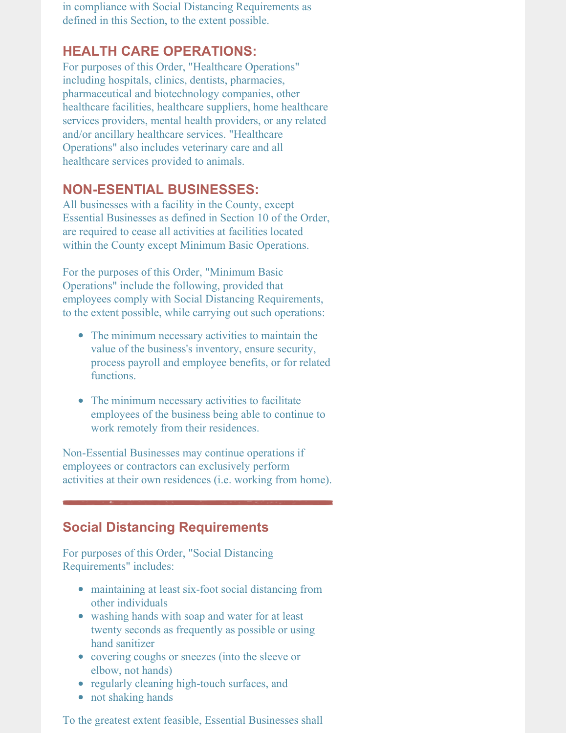in compliance with Social Distancing Requirements as defined in this Section, to the extent possible.

## HEALTH CARE OPERATIONS:

For purposes of this Order, "Healthcare Operations" including hospitals, clinics, dentists, pharmacies, pharmaceutical and biotechnology companies, other healthcare facilities, healthcare suppliers, home healthcare services providers, mental health providers, or any related and/or ancillary healthcare services. "Healthcare Operations" also includes veterinary care and all healthcare services provided to animals.

## NON-ESSENTIAL BUSINESSES:

All businesses with a facility in the County, except Essential Businesses as defined in Section 10 of the Order, are required to cease all activities at facilities located within the County except Minimum Basic Operations.

For the purposes of this Order, "Minimum Basic Operations" include the following, provided that employees comply with Social Distancing Requirements, to the extent possible, while carrying out such operations:

- The minimum necessary activities to maintain the value of the business's inventory, ensure security, process payroll and employee benefits, or for related functions.
- The minimum necessary activities to facilitate employees of the business being able to continue to work remotely from their residences.

Non-Essential Businesses may continue operations if employees or contractors can exclusively perform activities at their own residences (i.e. working from home).

---

## Social Distancing Requirements

For purposes of this Order, "Social Distancing Requirements" includes:

- maintaining at least six-foot social distancing from other individuals
- washing hands with soap and water for at least twenty seconds as frequently as possible or using hand sanitizer
- covering coughs or sneezes (into the sleeve or elbow, not hands)
- regularly cleaning high-touch surfaces, and
- not shaking hands

To the greatest extent feasible, Essential Businesses shall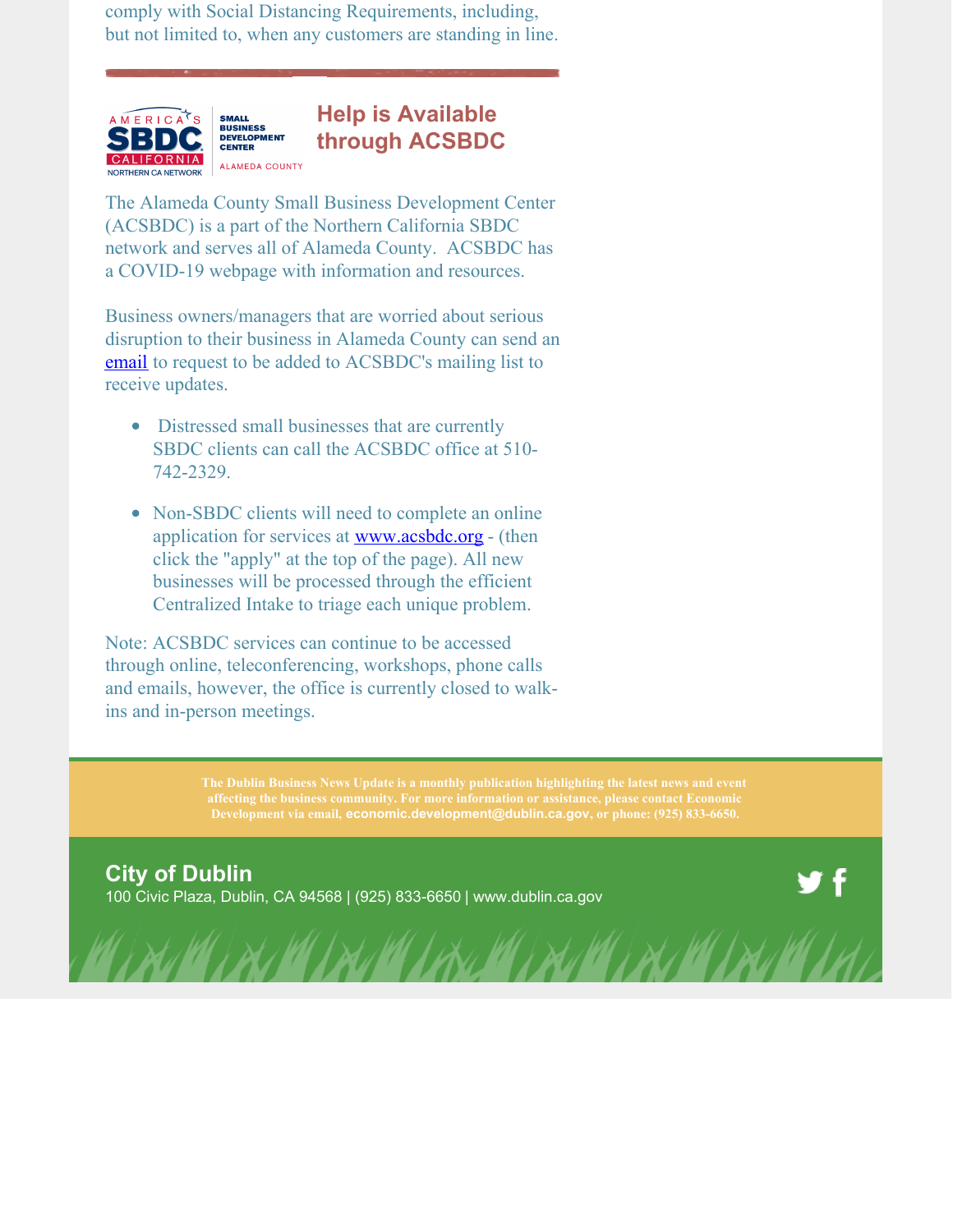comply with Social Distancing Requirements, including, but not limited to, when any customers are standing in line.

## Help is Available through ACSBDC

The Alameda County Small Business Development Center (ACSBDC) is a part of the Northern California SBDC network and serves all of Alameda County. ACSBDC has a COVID-19 webpage with information and resources.

Business owners/managers that are worried about serious disruption to their business in Alameda County can send an email to request to be added to ACSBDC's mailing list to receive updates.

- Distressed small businesses that are currently SBDC clients can call the ACSBDC office at 510-742-2329.
- Non-SBDC clients will need to complete an online application for services at www.acsbdc.org - (then click the "apply" at the top of the page). All new businesses will be processed through the efficient Centralized Intake to triage each unique problem.

Note: ACSBDC services can continue to be accessed through online, teleconferencing, workshops, phone calls and emails, however, the office is currently closed to walk-ins and in-person meetings.

**The Dublin Business News Update is a monthly publication highlighting the latest news and event affecting the business community. For more information or assistance, please contact Economic Development via email, economic.development@dublin.ca.gov, or phone: (925) 833-6650.**

**City of Dublin**
100 Civic Plaza, Dublin, CA 94568 | (925) 833-6650 | www.dublin.ca.gov